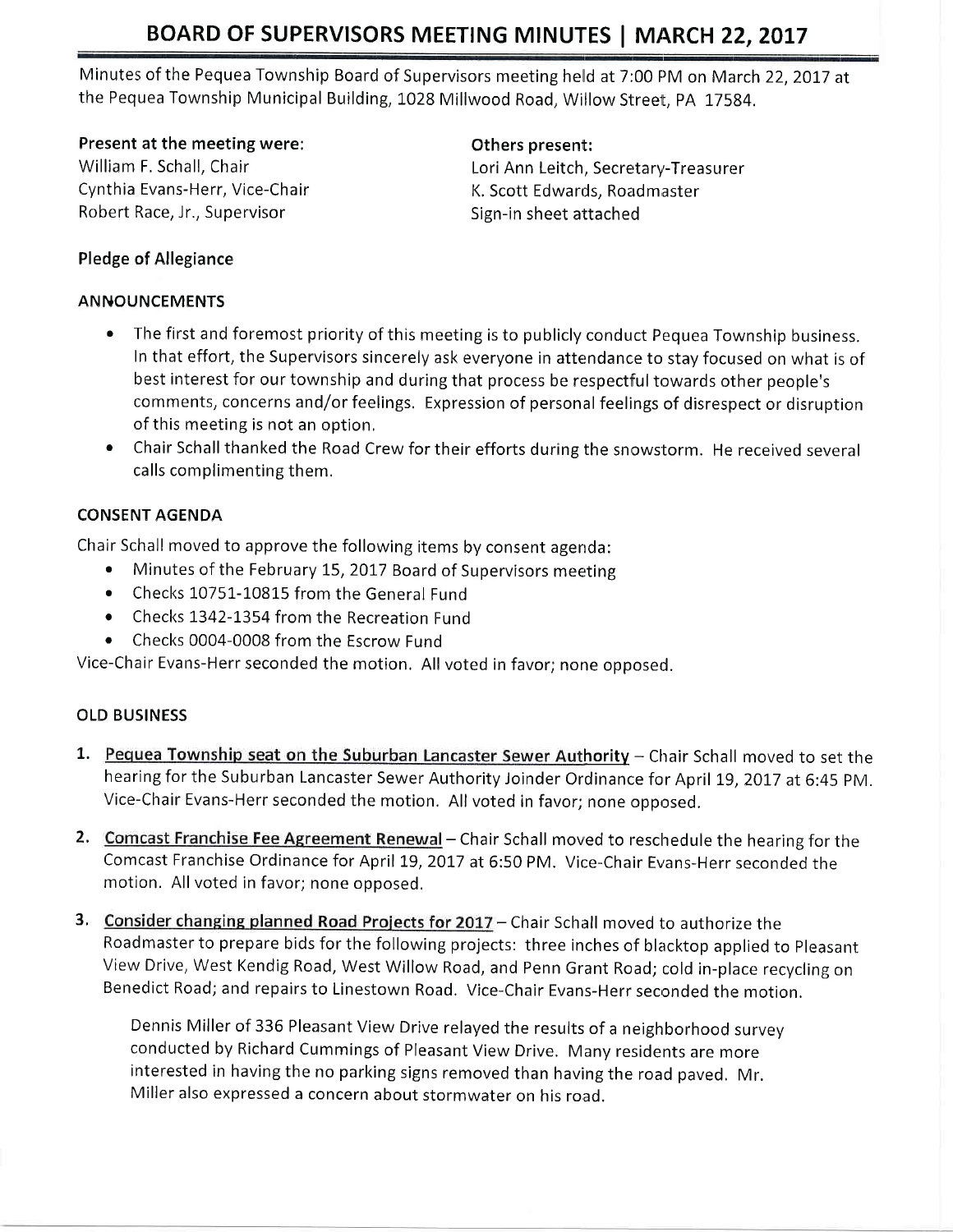# BOARD OF SUPERVISORS MEETING MINUTES | MARCH 22, 2017

Minutes of the Pequea Township Board of Supervisors meeting held at 7:00 PM on March 22, 2017 at the Pequea Township Municipal Building, 1028 Millwood Road, Willow Street, PA 17584.

**Present at the meeting were:**
William F. Schall, Chair
Cynthia Evans-Herr, Vice-Chair
Robert Race, Jr., Supervisor

**Others present:**
Lori Ann Leitch, Secretary-Treasurer
K. Scott Edwards, Roadmaster
Sign-in sheet attached

**Pledge of Allegiance**

**ANNOUNCEMENTS**

- The first and foremost priority of this meeting is to publicly conduct Pequea Township business. In that effort, the Supervisors sincerely ask everyone in attendance to stay focused on what is of best interest for our township and during that process be respectful towards other people's comments, concerns and/or feelings. Expression of personal feelings of disrespect or disruption of this meeting is not an option.
- Chair Schall thanked the Road Crew for their efforts during the snowstorm. He received several calls complimenting them.

**CONSENT AGENDA**

Chair Schall moved to approve the following items by consent agenda:

- Minutes of the February 15, 2017 Board of Supervisors meeting
- Checks 10751-10815 from the General Fund
- Checks 1342-1354 from the Recreation Fund
- Checks 0004-0008 from the Escrow Fund

Vice-Chair Evans-Herr seconded the motion. All voted in favor; none opposed.

**OLD BUSINESS**

1. **Pequea Township seat on the Suburban Lancaster Sewer Authority** – Chair Schall moved to set the hearing for the Suburban Lancaster Sewer Authority Joinder Ordinance for April 19, 2017 at 6:45 PM. Vice-Chair Evans-Herr seconded the motion. All voted in favor; none opposed.

2. **Comcast Franchise Fee Agreement Renewal** – Chair Schall moved to reschedule the hearing for the Comcast Franchise Ordinance for April 19, 2017 at 6:50 PM. Vice-Chair Evans-Herr seconded the motion. All voted in favor; none opposed.

3. **Consider changing planned Road Projects for 2017** – Chair Schall moved to authorize the Roadmaster to prepare bids for the following projects: three inches of blacktop applied to Pleasant View Drive, West Kendig Road, West Willow Road, and Penn Grant Road; cold in-place recycling on Benedict Road; and repairs to Linestown Road. Vice-Chair Evans-Herr seconded the motion.

   Dennis Miller of 336 Pleasant View Drive relayed the results of a neighborhood survey conducted by Richard Cummings of Pleasant View Drive. Many residents are more interested in having the no parking signs removed than having the road paved. Mr. Miller also expressed a concern about stormwater on his road.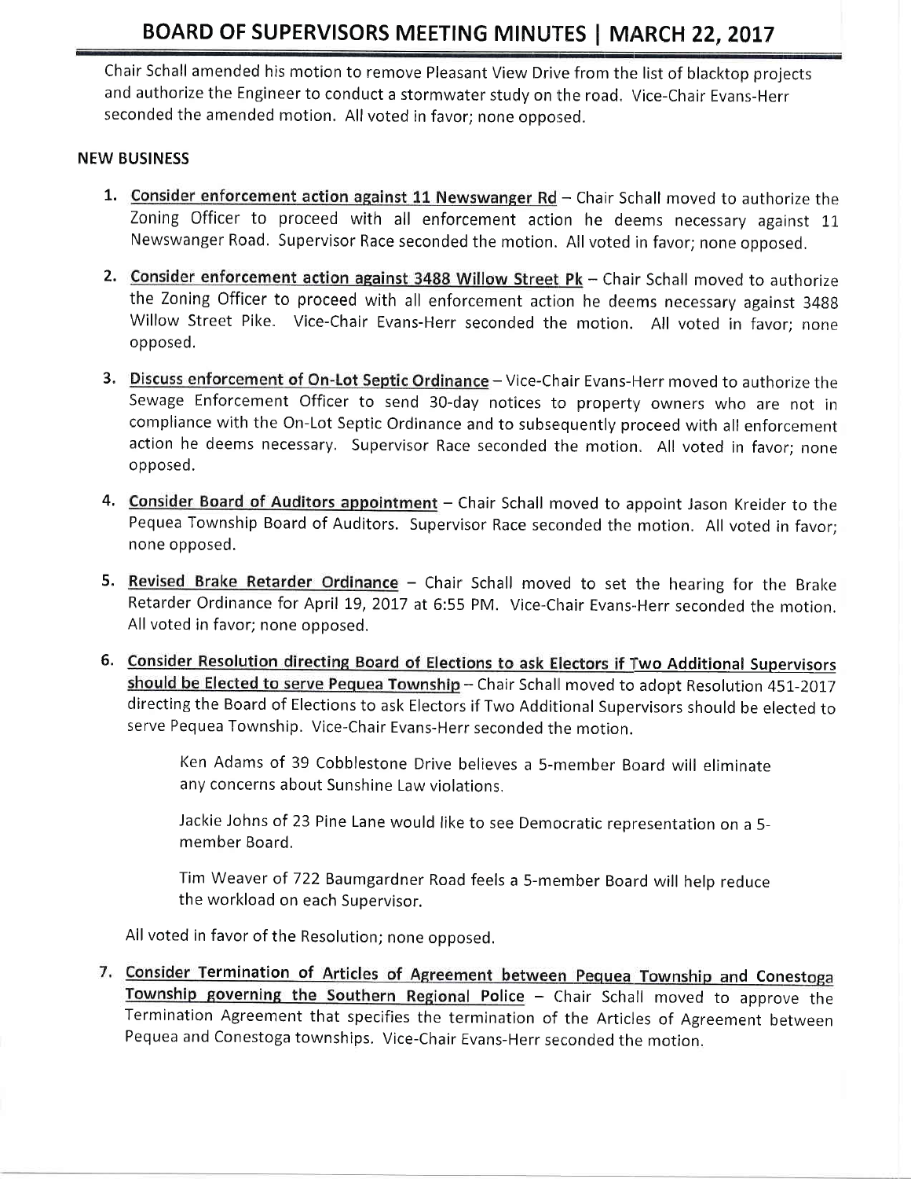Chair Schall amended his motion to remove Pleasant View Drive from the list of blacktop projects and authorize the Engineer to conduct a stormwater study on the road. Vice-Chair Evans-Herr seconded the amended motion. All voted in favor; none opposed.

## NEW BUSINESS

1. **Consider enforcement action against 11 Newswanger Rd** – Chair Schall moved to authorize the Zoning Officer to proceed with all enforcement action he deems necessary against 11 Newswanger Road. Supervisor Race seconded the motion. All voted in favor; none opposed.

2. **Consider enforcement action against 3488 Willow Street Pk** – Chair Schall moved to authorize the Zoning Officer to proceed with all enforcement action he deems necessary against 3488 Willow Street Pike. Vice-Chair Evans-Herr seconded the motion. All voted in favor; none opposed.

3. **Discuss enforcement of On-Lot Septic Ordinance** – Vice-Chair Evans-Herr moved to authorize the Sewage Enforcement Officer to send 30-day notices to property owners who are not in compliance with the On-Lot Septic Ordinance and to subsequently proceed with all enforcement action he deems necessary. Supervisor Race seconded the motion. All voted in favor; none opposed.

4. **Consider Board of Auditors appointment** – Chair Schall moved to appoint Jason Kreider to the Pequea Township Board of Auditors. Supervisor Race seconded the motion. All voted in favor; none opposed.

5. **Revised Brake Retarder Ordinance** – Chair Schall moved to set the hearing for the Brake Retarder Ordinance for April 19, 2017 at 6:55 PM. Vice-Chair Evans-Herr seconded the motion. All voted in favor; none opposed.

6. **Consider Resolution directing Board of Elections to ask Electors if Two Additional Supervisors should be Elected to serve Pequea Township** – Chair Schall moved to adopt Resolution 451-2017 directing the Board of Elections to ask Electors if Two Additional Supervisors should be elected to serve Pequea Township. Vice-Chair Evans-Herr seconded the motion.

   Ken Adams of 39 Cobblestone Drive believes a 5-member Board will eliminate any concerns about Sunshine Law violations.

   Jackie Johns of 23 Pine Lane would like to see Democratic representation on a 5-member Board.

   Tim Weaver of 722 Baumgardner Road feels a 5-member Board will help reduce the workload on each Supervisor.

   All voted in favor of the Resolution; none opposed.

7. **Consider Termination of Articles of Agreement between Pequea Township and Conestoga Township governing the Southern Regional Police** – Chair Schall moved to approve the Termination Agreement that specifies the termination of the Articles of Agreement between Pequea and Conestoga townships. Vice-Chair Evans-Herr seconded the motion.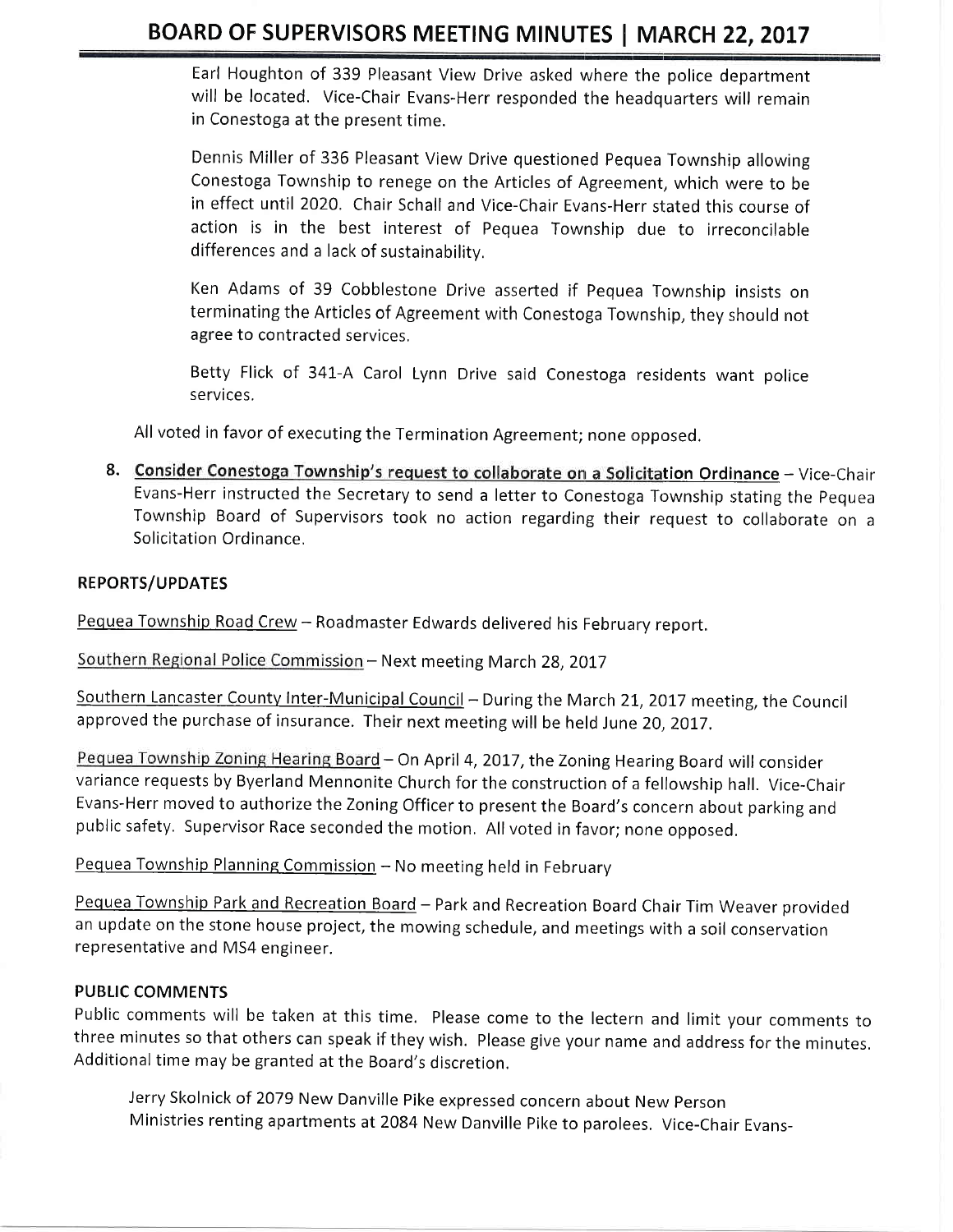Earl Houghton of 339 Pleasant View Drive asked where the police department will be located. Vice-Chair Evans-Herr responded the headquarters will remain in Conestoga at the present time.

Dennis Miller of 336 Pleasant View Drive questioned Pequea Township allowing Conestoga Township to renege on the Articles of Agreement, which were to be in effect until 2020. Chair Schall and Vice-Chair Evans-Herr stated this course of action is in the best interest of Pequea Township due to irreconcilable differences and a lack of sustainability.

Ken Adams of 39 Cobblestone Drive asserted if Pequea Township insists on terminating the Articles of Agreement with Conestoga Township, they should not agree to contracted services.

Betty Flick of 341-A Carol Lynn Drive said Conestoga residents want police services.

All voted in favor of executing the Termination Agreement; none opposed.

8. **Consider Conestoga Township's request to collaborate on a Solicitation Ordinance** – Vice-Chair Evans-Herr instructed the Secretary to send a letter to Conestoga Township stating the Pequea Township Board of Supervisors took no action regarding their request to collaborate on a Solicitation Ordinance.

## REPORTS/UPDATES

Pequea Township Road Crew – Roadmaster Edwards delivered his February report.

Southern Regional Police Commission – Next meeting March 28, 2017

Southern Lancaster County Inter-Municipal Council – During the March 21, 2017 meeting, the Council approved the purchase of insurance. Their next meeting will be held June 20, 2017.

Pequea Township Zoning Hearing Board – On April 4, 2017, the Zoning Hearing Board will consider variance requests by Byerland Mennonite Church for the construction of a fellowship hall. Vice-Chair Evans-Herr moved to authorize the Zoning Officer to present the Board's concern about parking and public safety. Supervisor Race seconded the motion. All voted in favor; none opposed.

Pequea Township Planning Commission – No meeting held in February

Pequea Township Park and Recreation Board – Park and Recreation Board Chair Tim Weaver provided an update on the stone house project, the mowing schedule, and meetings with a soil conservation representative and MS4 engineer.

## PUBLIC COMMENTS

Public comments will be taken at this time. Please come to the lectern and limit your comments to three minutes so that others can speak if they wish. Please give your name and address for the minutes. Additional time may be granted at the Board's discretion.

Jerry Skolnick of 2079 New Danville Pike expressed concern about New Person Ministries renting apartments at 2084 New Danville Pike to parolees. Vice-Chair Evans-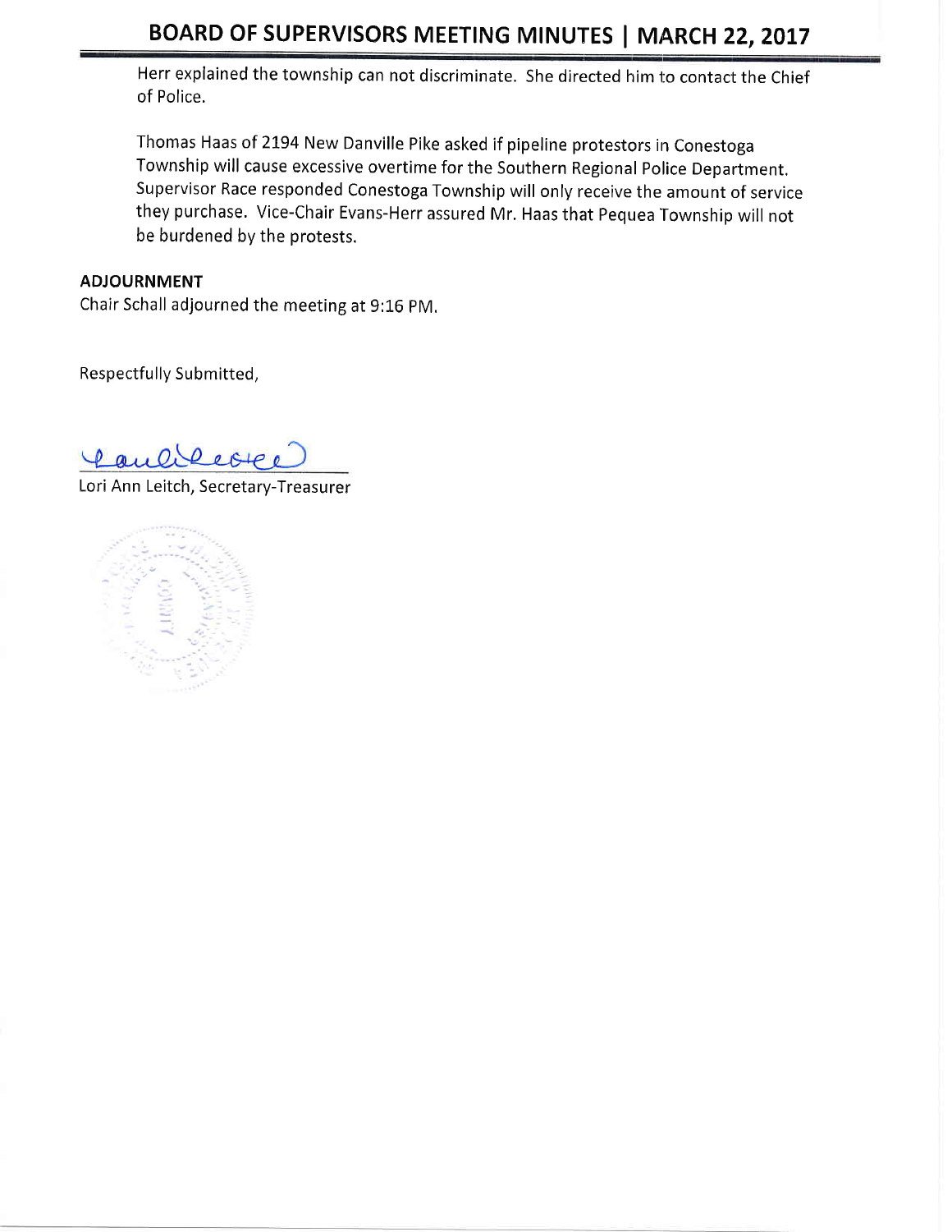Herr explained the township can not discriminate. She directed him to contact the Chief of Police.

Thomas Haas of 2194 New Danville Pike asked if pipeline protestors in Conestoga Township will cause excessive overtime for the Southern Regional Police Department. Supervisor Race responded Conestoga Township will only receive the amount of service they purchase. Vice-Chair Evans-Herr assured Mr. Haas that Pequea Township will not be burdened by the protests.

**ADJOURNMENT**

Chair Schall adjourned the meeting at 9:16 PM.

Respectfully Submitted,

Lori Ann Leitch, Secretary-Treasurer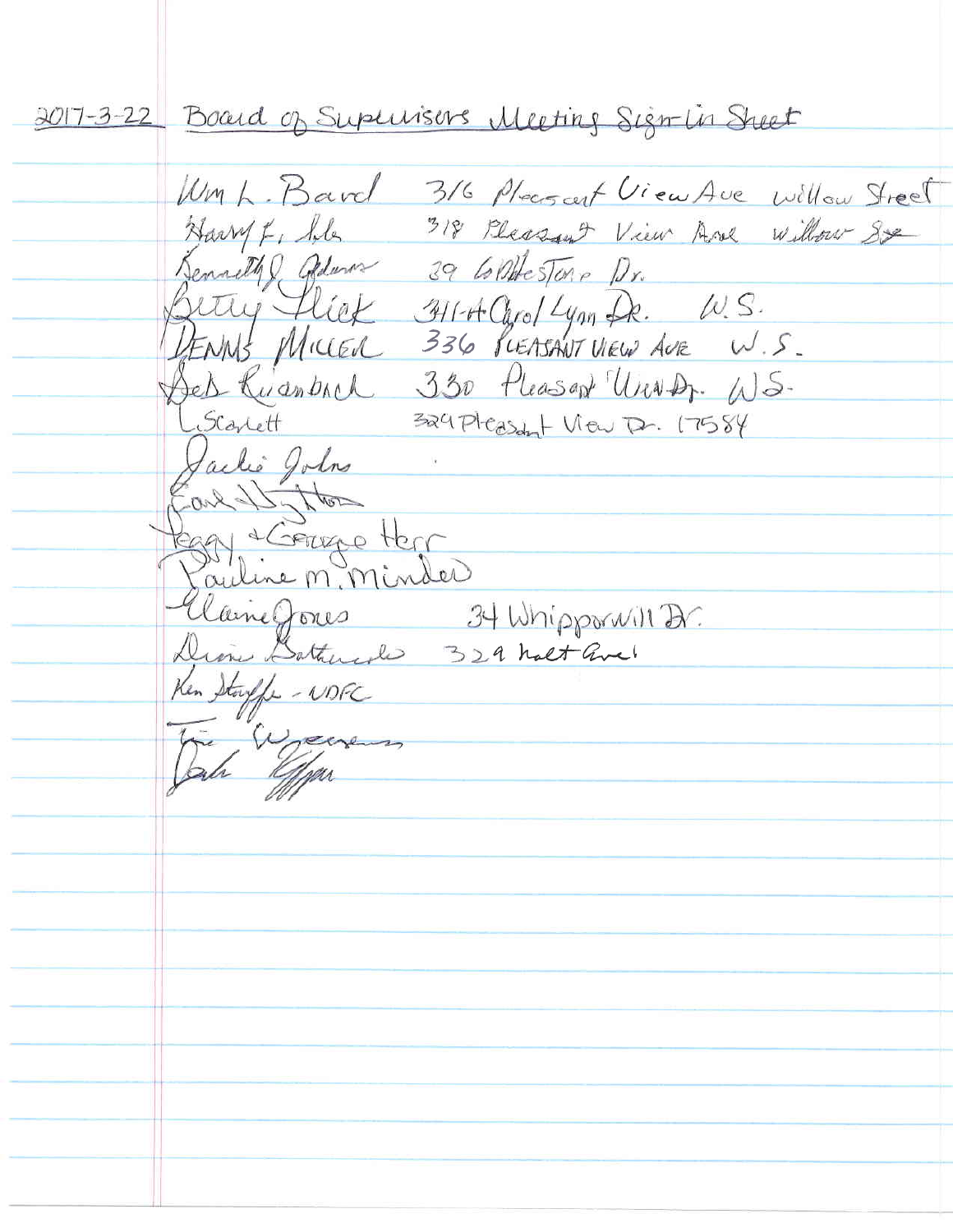2017-3-22 Board of Supervisors Meeting Sign-in Sheet

| | |
|---|---|
| Wm L. Bard | 316 Pleasant View Ave Willow Street |
| Harry F. Lole | 318 Pleasant View Ave Willow St |
| Kenneth J. Adams | 39 Cobblestone Dr. |
| Betty Flick | 311-A Carol Lynn Dr. W.S. |
| DENNIS MILLER | 336 PLEASANT VIEW AVE W.S. |
| Deb Ruanbach | 330 Pleasant View Dr. W.S. |
| L. Scarlett | 324 Pleasant View Dr. 17584 |
| Jackie Johns | |
| Carl Nytton | |
| Peggy & George Herr | |
| Pauline M. Minder | |
| Elaine Jones | 34 Whippoorwill Dr. |
| Diane Batturle | 329 Holt Ave |
| Ken Stauffer - WDFC | |
| Tim Wyears | |
| Dale Lopper | |